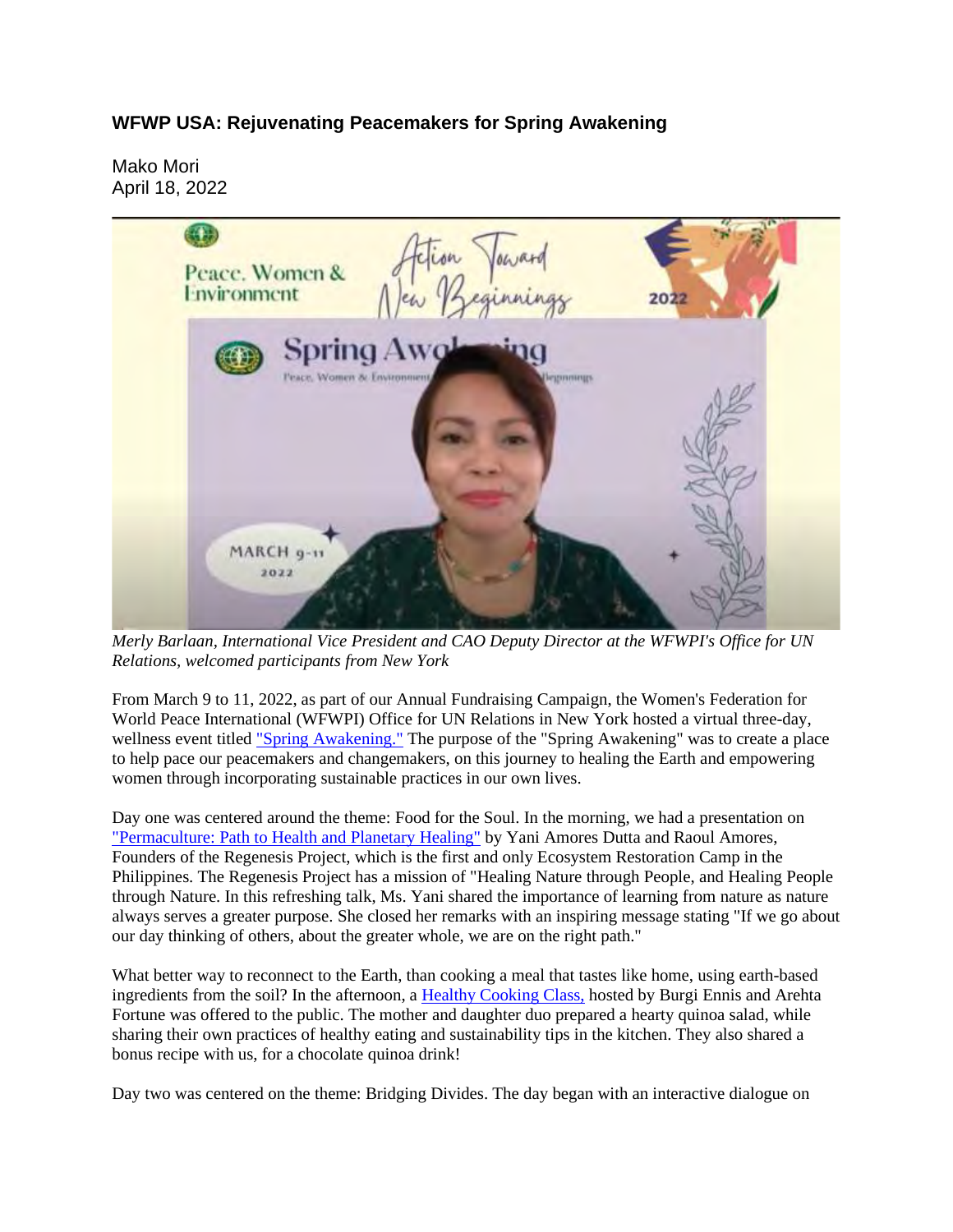### WFWP USA: Rejuvenating Peacemakers for Spring Awakening

Mako Mori
April 18, 2022

*Merly Barlaan, International Vice President and CAO Deputy Director at the WFWPI's Office for UN Relations, welcomed participants from New York*

From March 9 to 11, 2022, as part of our Annual Fundraising Campaign, the Women's Federation for World Peace International (WFWPI) Office for UN Relations in New York hosted a virtual three-day, wellness event titled "Spring Awakening." The purpose of the "Spring Awakening" was to create a place to help pace our peacemakers and changemakers, on this journey to healing the Earth and empowering women through incorporating sustainable practices in our own lives.

Day one was centered around the theme: Food for the Soul. In the morning, we had a presentation on "Permaculture: Path to Health and Planetary Healing" by Yani Amores Dutta and Raoul Amores, Founders of the Regenesis Project, which is the first and only Ecosystem Restoration Camp in the Philippines. The Regenesis Project has a mission of "Healing Nature through People, and Healing People through Nature. In this refreshing talk, Ms. Yani shared the importance of learning from nature as nature always serves a greater purpose. She closed her remarks with an inspiring message stating "If we go about our day thinking of others, about the greater whole, we are on the right path."

What better way to reconnect to the Earth, than cooking a meal that tastes like home, using earth-based ingredients from the soil? In the afternoon, a Healthy Cooking Class, hosted by Burgi Ennis and Arehta Fortune was offered to the public. The mother and daughter duo prepared a hearty quinoa salad, while sharing their own practices of healthy eating and sustainability tips in the kitchen. They also shared a bonus recipe with us, for a chocolate quinoa drink!

Day two was centered on the theme: Bridging Divides. The day began with an interactive dialogue on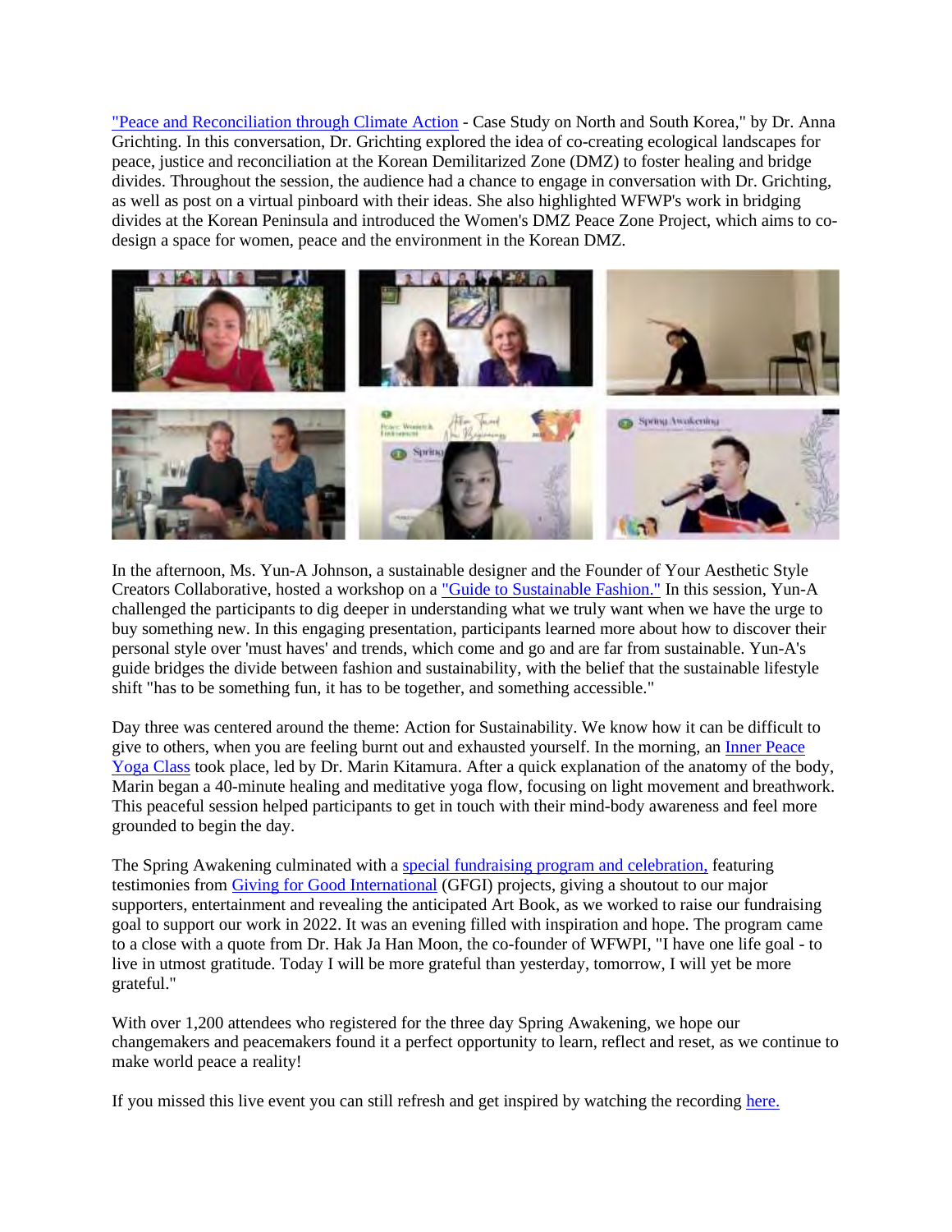"Peace and Reconciliation through Climate Action - Case Study on North and South Korea," by Dr. Anna Grichting. In this conversation, Dr. Grichting explored the idea of co-creating ecological landscapes for peace, justice and reconciliation at the Korean Demilitarized Zone (DMZ) to foster healing and bridge divides. Throughout the session, the audience had a chance to engage in conversation with Dr. Grichting, as well as post on a virtual pinboard with their ideas. She also highlighted WFWP's work in bridging divides at the Korean Peninsula and introduced the Women's DMZ Peace Zone Project, which aims to co-design a space for women, peace and the environment in the Korean DMZ.

In the afternoon, Ms. Yun-A Johnson, a sustainable designer and the Founder of Your Aesthetic Style Creators Collaborative, hosted a workshop on a "Guide to Sustainable Fashion." In this session, Yun-A challenged the participants to dig deeper in understanding what we truly want when we have the urge to buy something new. In this engaging presentation, participants learned more about how to discover their personal style over 'must haves' and trends, which come and go and are far from sustainable. Yun-A's guide bridges the divide between fashion and sustainability, with the belief that the sustainable lifestyle shift "has to be something fun, it has to be together, and something accessible."

Day three was centered around the theme: Action for Sustainability. We know how it can be difficult to give to others, when you are feeling burnt out and exhausted yourself. In the morning, an Inner Peace Yoga Class took place, led by Dr. Marin Kitamura. After a quick explanation of the anatomy of the body, Marin began a 40-minute healing and meditative yoga flow, focusing on light movement and breathwork. This peaceful session helped participants to get in touch with their mind-body awareness and feel more grounded to begin the day.

The Spring Awakening culminated with a special fundraising program and celebration, featuring testimonies from Giving for Good International (GFGI) projects, giving a shoutout to our major supporters, entertainment and revealing the anticipated Art Book, as we worked to raise our fundraising goal to support our work in 2022. It was an evening filled with inspiration and hope. The program came to a close with a quote from Dr. Hak Ja Han Moon, the co-founder of WFWPI, "I have one life goal - to live in utmost gratitude. Today I will be more grateful than yesterday, tomorrow, I will yet be more grateful."

With over 1,200 attendees who registered for the three day Spring Awakening, we hope our changemakers and peacemakers found it a perfect opportunity to learn, reflect and reset, as we continue to make world peace a reality!

If you missed this live event you can still refresh and get inspired by watching the recording here.